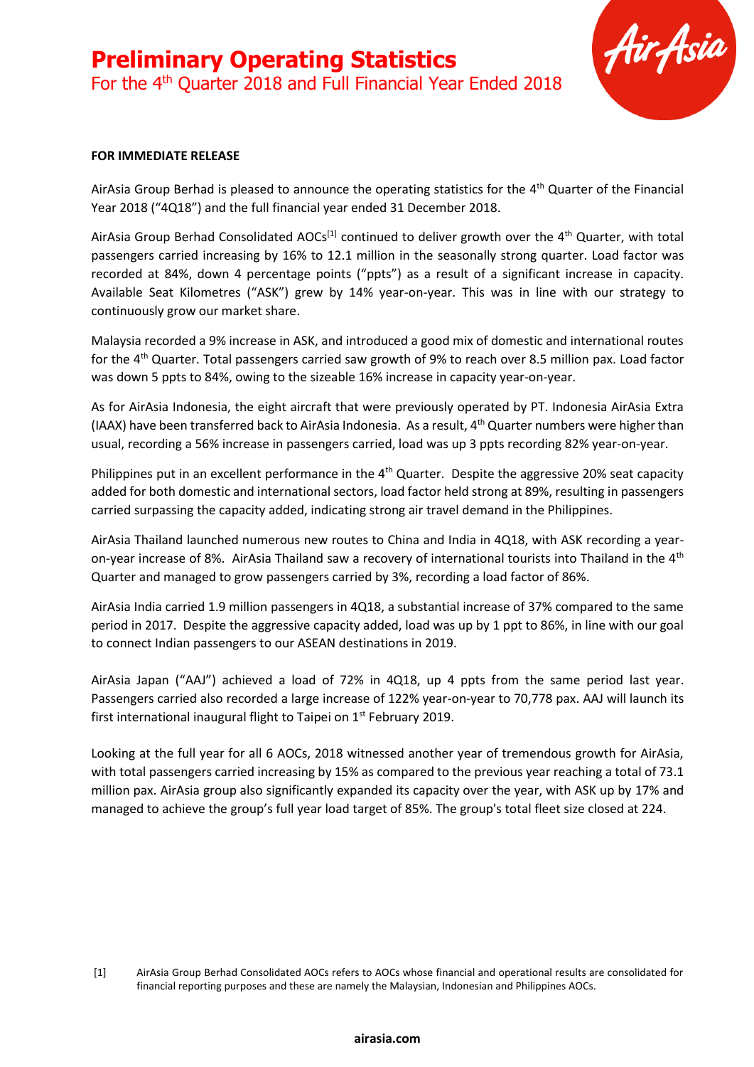# Preliminary Operating Statistics

For the 4th Quarter 2018 and Full Financial Year Ended 2018

**FOR IMMEDIATE RELEASE**

AirAsia Group Berhad is pleased to announce the operating statistics for the 4th Quarter of the Financial Year 2018 ("4Q18") and the full financial year ended 31 December 2018.

AirAsia Group Berhad Consolidated AOCs[1] continued to deliver growth over the 4th Quarter, with total passengers carried increasing by 16% to 12.1 million in the seasonally strong quarter. Load factor was recorded at 84%, down 4 percentage points ("ppts") as a result of a significant increase in capacity. Available Seat Kilometres ("ASK") grew by 14% year-on-year. This was in line with our strategy to continuously grow our market share.

Malaysia recorded a 9% increase in ASK, and introduced a good mix of domestic and international routes for the 4th Quarter. Total passengers carried saw growth of 9% to reach over 8.5 million pax. Load factor was down 5 ppts to 84%, owing to the sizeable 16% increase in capacity year-on-year.

As for AirAsia Indonesia, the eight aircraft that were previously operated by PT. Indonesia AirAsia Extra (IAAX) have been transferred back to AirAsia Indonesia. As a result, 4th Quarter numbers were higher than usual, recording a 56% increase in passengers carried, load was up 3 ppts recording 82% year-on-year.

Philippines put in an excellent performance in the 4th Quarter. Despite the aggressive 20% seat capacity added for both domestic and international sectors, load factor held strong at 89%, resulting in passengers carried surpassing the capacity added, indicating strong air travel demand in the Philippines.

AirAsia Thailand launched numerous new routes to China and India in 4Q18, with ASK recording a year-on-year increase of 8%. AirAsia Thailand saw a recovery of international tourists into Thailand in the 4th Quarter and managed to grow passengers carried by 3%, recording a load factor of 86%.

AirAsia India carried 1.9 million passengers in 4Q18, a substantial increase of 37% compared to the same period in 2017. Despite the aggressive capacity added, load was up by 1 ppt to 86%, in line with our goal to connect Indian passengers to our ASEAN destinations in 2019.

AirAsia Japan ("AAJ") achieved a load of 72% in 4Q18, up 4 ppts from the same period last year. Passengers carried also recorded a large increase of 122% year-on-year to 70,778 pax. AAJ will launch its first international inaugural flight to Taipei on 1st February 2019.

Looking at the full year for all 6 AOCs, 2018 witnessed another year of tremendous growth for AirAsia, with total passengers carried increasing by 15% as compared to the previous year reaching a total of 73.1 million pax. AirAsia group also significantly expanded its capacity over the year, with ASK up by 17% and managed to achieve the group's full year load target of 85%. The group's total fleet size closed at 224.

[1] AirAsia Group Berhad Consolidated AOCs refers to AOCs whose financial and operational results are consolidated for financial reporting purposes and these are namely the Malaysian, Indonesian and Philippines AOCs.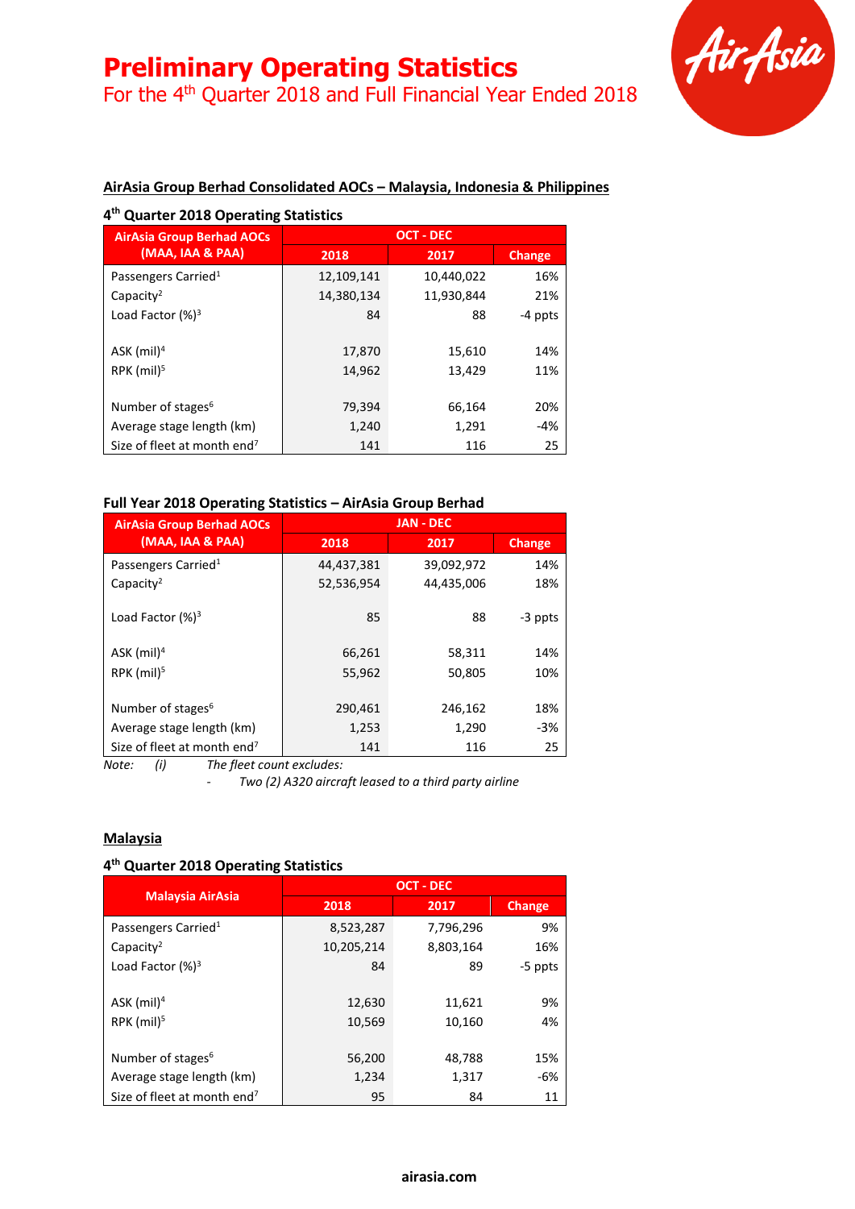# Preliminary Operating Statistics

For the 4th Quarter 2018 and Full Financial Year Ended 2018

## AirAsia Group Berhad Consolidated AOCs – Malaysia, Indonesia & Philippines

### 4th Quarter 2018 Operating Statistics

| AirAsia Group Berhad AOCs (MAA, IAA & PAA) | OCT - DEC | | |
|---|---|---|---|
| | 2018 | 2017 | Change |
| Passengers Carried[1] | 12,109,141 | 10,440,022 | 16% |
| Capacity[2] | 14,380,134 | 11,930,844 | 21% |
| Load Factor (%)[3] | 84 | 88 | -4 ppts |
| ASK (mil)[4] | 17,870 | 15,610 | 14% |
| RPK (mil)[5] | 14,962 | 13,429 | 11% |
| Number of stages[6] | 79,394 | 66,164 | 20% |
| Average stage length (km) | 1,240 | 1,291 | -4% |
| Size of fleet at month end[7] | 141 | 116 | 25 |

### Full Year 2018 Operating Statistics – AirAsia Group Berhad

| AirAsia Group Berhad AOCs (MAA, IAA & PAA) | JAN - DEC | | |
|---|---|---|---|
| | 2018 | 2017 | Change |
| Passengers Carried[1] | 44,437,381 | 39,092,972 | 14% |
| Capacity[2] | 52,536,954 | 44,435,006 | 18% |
| Load Factor (%)[3] | 85 | 88 | -3 ppts |
| ASK (mil)[4] | 66,261 | 58,311 | 14% |
| RPK (mil)[5] | 55,962 | 50,805 | 10% |
| Number of stages[6] | 290,461 | 246,162 | 18% |
| Average stage length (km) | 1,253 | 1,290 | -3% |
| Size of fleet at month end[7] | 141 | 116 | 25 |

*Note: (i) The fleet count excludes:*

*- Two (2) A320 aircraft leased to a third party airline*

## Malaysia

### 4th Quarter 2018 Operating Statistics

| Malaysia AirAsia | OCT - DEC | | |
|---|---|---|---|
| | 2018 | 2017 | Change |
| Passengers Carried[1] | 8,523,287 | 7,796,296 | 9% |
| Capacity[2] | 10,205,214 | 8,803,164 | 16% |
| Load Factor (%)[3] | 84 | 89 | -5 ppts |
| ASK (mil)[4] | 12,630 | 11,621 | 9% |
| RPK (mil)[5] | 10,569 | 10,160 | 4% |
| Number of stages[6] | 56,200 | 48,788 | 15% |
| Average stage length (km) | 1,234 | 1,317 | -6% |
| Size of fleet at month end[7] | 95 | 84 | 11 |

airasia.com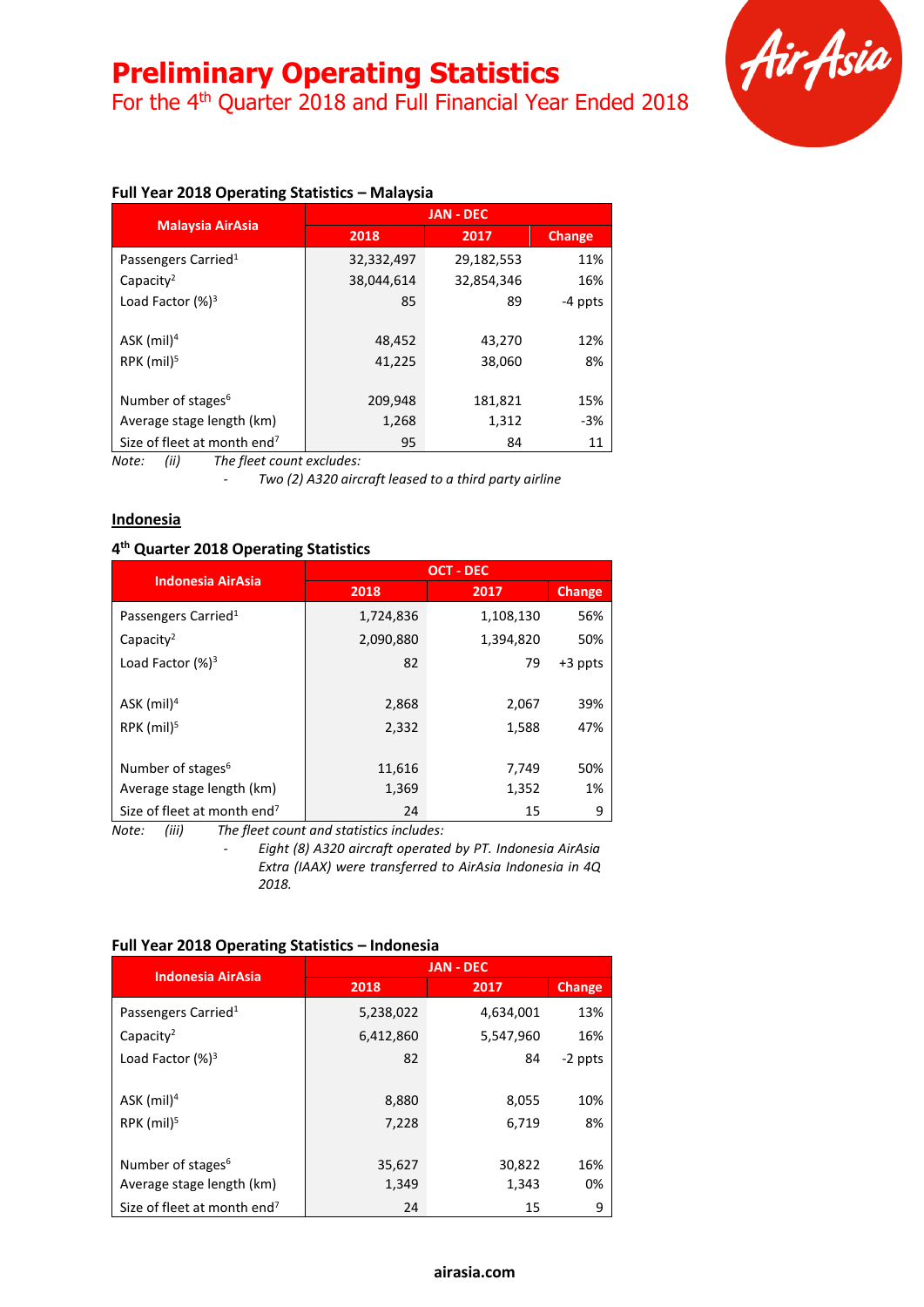# Preliminary Operating Statistics

For the 4th Quarter 2018 and Full Financial Year Ended 2018

### Full Year 2018 Operating Statistics – Malaysia

| Malaysia AirAsia | JAN - DEC | | |
|---|---|---|---|
| | 2018 | 2017 | Change |
| Passengers Carried[1] | 32,332,497 | 29,182,553 | 11% |
| Capacity[2] | 38,044,614 | 32,854,346 | 16% |
| Load Factor (%)[3] | 85 | 89 | -4 ppts |
| ASK (mil)[4] | 48,452 | 43,270 | 12% |
| RPK (mil)[5] | 41,225 | 38,060 | 8% |
| Number of stages[6] | 209,948 | 181,821 | 15% |
| Average stage length (km) | 1,268 | 1,312 | -3% |
| Size of fleet at month end[7] | 95 | 84 | 11 |

*Note: (ii) The fleet count excludes:*

*- Two (2) A320 aircraft leased to a third party airline*

## Indonesia

### 4th Quarter 2018 Operating Statistics

| Indonesia AirAsia | OCT - DEC | | |
|---|---|---|---|
| | 2018 | 2017 | Change |
| Passengers Carried[1] | 1,724,836 | 1,108,130 | 56% |
| Capacity[2] | 2,090,880 | 1,394,820 | 50% |
| Load Factor (%)[3] | 82 | 79 | +3 ppts |
| ASK (mil)[4] | 2,868 | 2,067 | 39% |
| RPK (mil)[5] | 2,332 | 1,588 | 47% |
| Number of stages[6] | 11,616 | 7,749 | 50% |
| Average stage length (km) | 1,369 | 1,352 | 1% |
| Size of fleet at month end[7] | 24 | 15 | 9 |

*Note: (iii) The fleet count and statistics includes:*

*- Eight (8) A320 aircraft operated by PT. Indonesia AirAsia Extra (IAAX) were transferred to AirAsia Indonesia in 4Q 2018.*

### Full Year 2018 Operating Statistics – Indonesia

| Indonesia AirAsia | JAN - DEC | | |
|---|---|---|---|
| | 2018 | 2017 | Change |
| Passengers Carried[1] | 5,238,022 | 4,634,001 | 13% |
| Capacity[2] | 6,412,860 | 5,547,960 | 16% |
| Load Factor (%)[3] | 82 | 84 | -2 ppts |
| ASK (mil)[4] | 8,880 | 8,055 | 10% |
| RPK (mil)[5] | 7,228 | 6,719 | 8% |
| Number of stages[6] | 35,627 | 30,822 | 16% |
| Average stage length (km) | 1,349 | 1,343 | 0% |
| Size of fleet at month end[7] | 24 | 15 | 9 |

**airasia.com**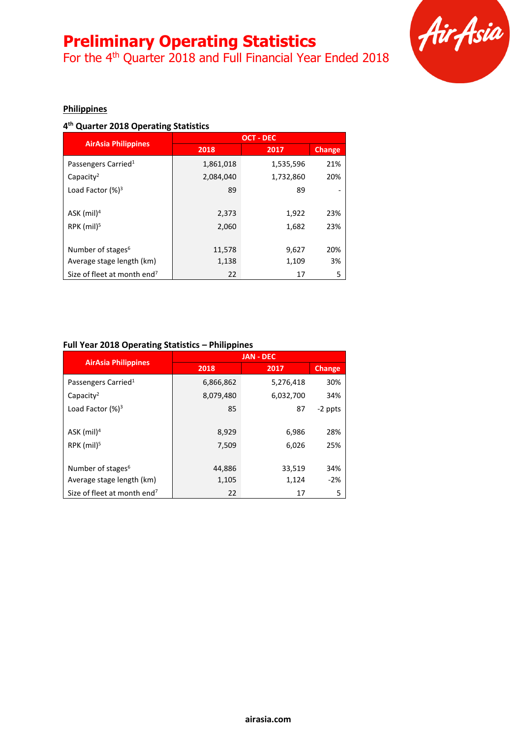# Preliminary Operating Statistics

For the 4th Quarter 2018 and Full Financial Year Ended 2018

**Philippines**

**4th Quarter 2018 Operating Statistics**

| AirAsia Philippines | OCT - DEC | | |
|---|---|---|---|
| | 2018 | 2017 | Change |
| Passengers Carried[1] | 1,861,018 | 1,535,596 | 21% |
| Capacity[2] | 2,084,040 | 1,732,860 | 20% |
| Load Factor (%)[3] | 89 | 89 | - |
| ASK (mil)[4] | 2,373 | 1,922 | 23% |
| RPK (mil)[5] | 2,060 | 1,682 | 23% |
| Number of stages[6] | 11,578 | 9,627 | 20% |
| Average stage length (km) | 1,138 | 1,109 | 3% |
| Size of fleet at month end[7] | 22 | 17 | 5 |

**Full Year 2018 Operating Statistics – Philippines**

| AirAsia Philippines | JAN - DEC | | |
|---|---|---|---|
| | 2018 | 2017 | Change |
| Passengers Carried[1] | 6,866,862 | 5,276,418 | 30% |
| Capacity[2] | 8,079,480 | 6,032,700 | 34% |
| Load Factor (%)[3] | 85 | 87 | -2 ppts |
| ASK (mil)[4] | 8,929 | 6,986 | 28% |
| RPK (mil)[5] | 7,509 | 6,026 | 25% |
| Number of stages[6] | 44,886 | 33,519 | 34% |
| Average stage length (km) | 1,105 | 1,124 | -2% |
| Size of fleet at month end[7] | 22 | 17 | 5 |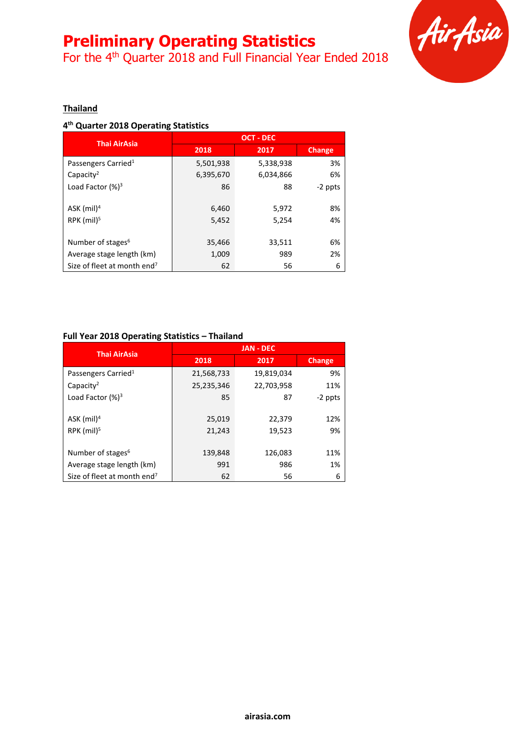# Preliminary Operating Statistics

For the 4th Quarter 2018 and Full Financial Year Ended 2018

**Thailand**

**4th Quarter 2018 Operating Statistics**

| Thai AirAsia | OCT - DEC | | |
|---|---|---|---|
| | 2018 | 2017 | Change |
| Passengers Carried[1] | 5,501,938 | 5,338,938 | 3% |
| Capacity[2] | 6,395,670 | 6,034,866 | 6% |
| Load Factor (%)[3] | 86 | 88 | -2 ppts |
| ASK (mil)[4] | 6,460 | 5,972 | 8% |
| RPK (mil)[5] | 5,452 | 5,254 | 4% |
| Number of stages[6] | 35,466 | 33,511 | 6% |
| Average stage length (km) | 1,009 | 989 | 2% |
| Size of fleet at month end[7] | 62 | 56 | 6 |

**Full Year 2018 Operating Statistics – Thailand**

| Thai AirAsia | JAN - DEC | | |
|---|---|---|---|
| | 2018 | 2017 | Change |
| Passengers Carried[1] | 21,568,733 | 19,819,034 | 9% |
| Capacity[2] | 25,235,346 | 22,703,958 | 11% |
| Load Factor (%)[3] | 85 | 87 | -2 ppts |
| ASK (mil)[4] | 25,019 | 22,379 | 12% |
| RPK (mil)[5] | 21,243 | 19,523 | 9% |
| Number of stages[6] | 139,848 | 126,083 | 11% |
| Average stage length (km) | 991 | 986 | 1% |
| Size of fleet at month end[7] | 62 | 56 | 6 |

airasia.com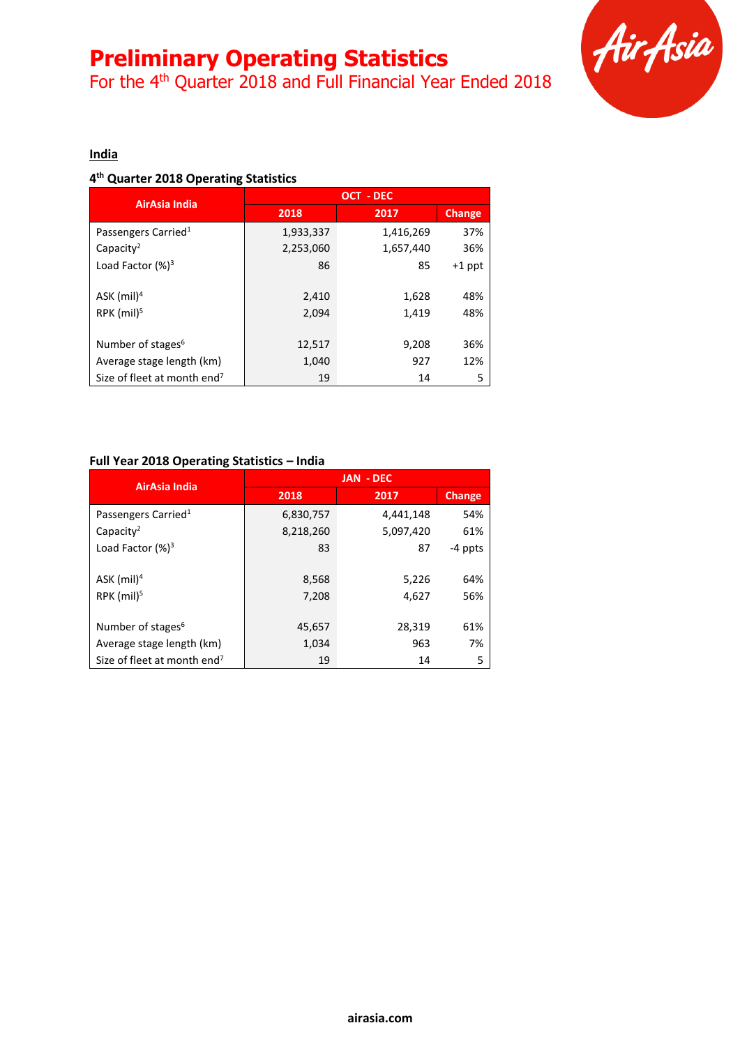# Preliminary Operating Statistics

For the 4th Quarter 2018 and Full Financial Year Ended 2018

**India**

**4th Quarter 2018 Operating Statistics**

| AirAsia India | OCT - DEC | | |
|---|---|---|---|
| | 2018 | 2017 | Change |
| Passengers Carried[1] | 1,933,337 | 1,416,269 | 37% |
| Capacity[2] | 2,253,060 | 1,657,440 | 36% |
| Load Factor (%)[3] | 86 | 85 | +1 ppt |
| ASK (mil)[4] | 2,410 | 1,628 | 48% |
| RPK (mil)[5] | 2,094 | 1,419 | 48% |
| Number of stages[6] | 12,517 | 9,208 | 36% |
| Average stage length (km) | 1,040 | 927 | 12% |
| Size of fleet at month end[7] | 19 | 14 | 5 |

**Full Year 2018 Operating Statistics – India**

| AirAsia India | JAN - DEC | | |
|---|---|---|---|
| | 2018 | 2017 | Change |
| Passengers Carried[1] | 6,830,757 | 4,441,148 | 54% |
| Capacity[2] | 8,218,260 | 5,097,420 | 61% |
| Load Factor (%)[3] | 83 | 87 | -4 ppts |
| ASK (mil)[4] | 8,568 | 5,226 | 64% |
| RPK (mil)[5] | 7,208 | 4,627 | 56% |
| Number of stages[6] | 45,657 | 28,319 | 61% |
| Average stage length (km) | 1,034 | 963 | 7% |
| Size of fleet at month end[7] | 19 | 14 | 5 |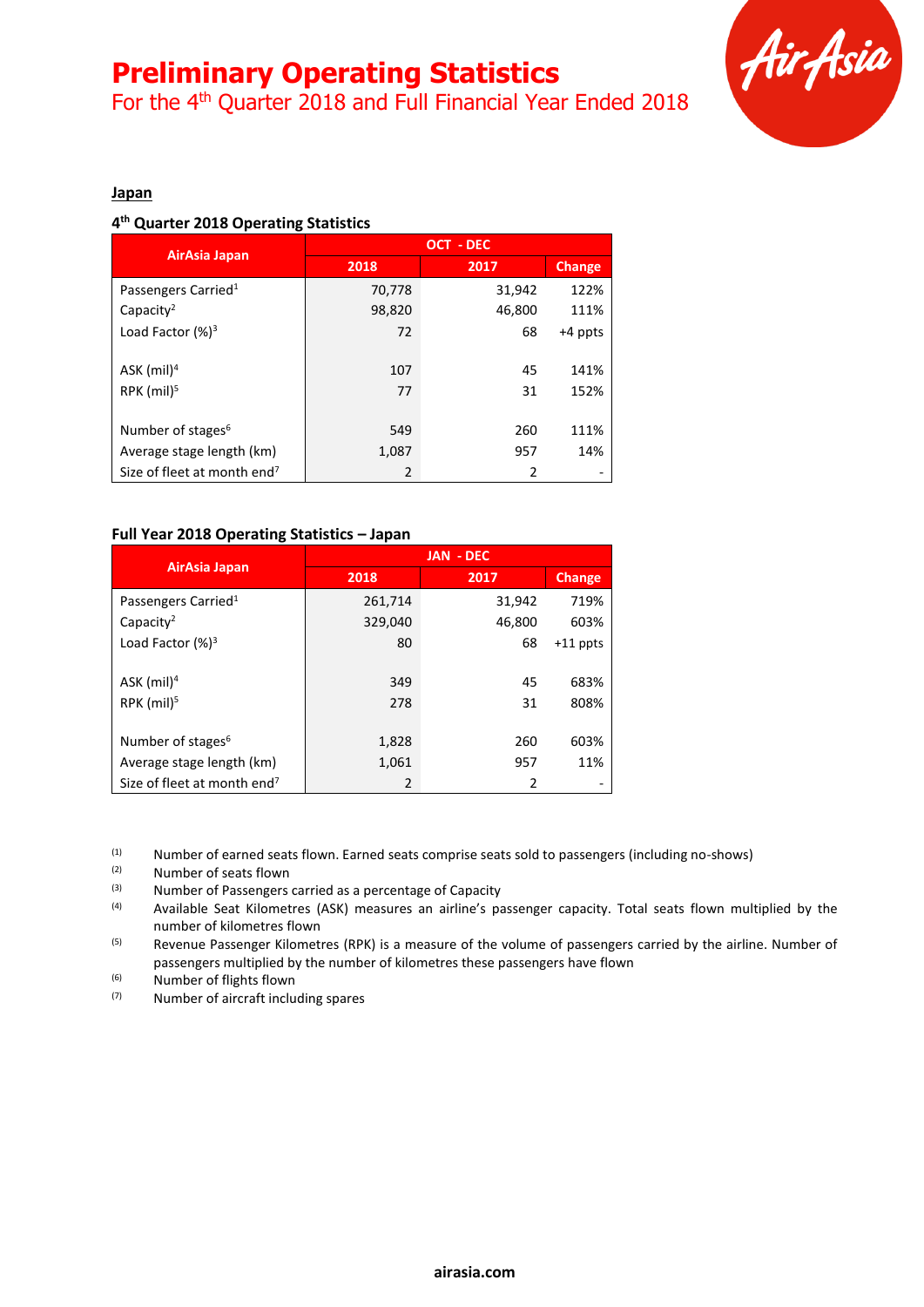# Preliminary Operating Statistics

## For the 4th Quarter 2018 and Full Financial Year Ended 2018

**Japan**

### 4th Quarter 2018 Operating Statistics

| AirAsia Japan | OCT - DEC | | |
|---|---|---|---|
| | 2018 | 2017 | Change |
| Passengers Carried[1] | 70,778 | 31,942 | 122% |
| Capacity[2] | 98,820 | 46,800 | 111% |
| Load Factor (%)[3] | 72 | 68 | +4 ppts |
| ASK (mil)[4] | 107 | 45 | 141% |
| RPK (mil)[5] | 77 | 31 | 152% |
| Number of stages[6] | 549 | 260 | 111% |
| Average stage length (km) | 1,087 | 957 | 14% |
| Size of fleet at month end[7] | 2 | 2 | - |

### Full Year 2018 Operating Statistics – Japan

| AirAsia Japan | JAN - DEC | | |
|---|---|---|---|
| | 2018 | 2017 | Change |
| Passengers Carried[1] | 261,714 | 31,942 | 719% |
| Capacity[2] | 329,040 | 46,800 | 603% |
| Load Factor (%)[3] | 80 | 68 | +11 ppts |
| ASK (mil)[4] | 349 | 45 | 683% |
| RPK (mil)[5] | 278 | 31 | 808% |
| Number of stages[6] | 1,828 | 260 | 603% |
| Average stage length (km) | 1,061 | 957 | 11% |
| Size of fleet at month end[7] | 2 | 2 | - |

(1) Number of earned seats flown. Earned seats comprise seats sold to passengers (including no-shows)
(2) Number of seats flown
(3) Number of Passengers carried as a percentage of Capacity
(4) Available Seat Kilometres (ASK) measures an airline's passenger capacity. Total seats flown multiplied by the number of kilometres flown
(5) Revenue Passenger Kilometres (RPK) is a measure of the volume of passengers carried by the airline. Number of passengers multiplied by the number of kilometres these passengers have flown
(6) Number of flights flown
(7) Number of aircraft including spares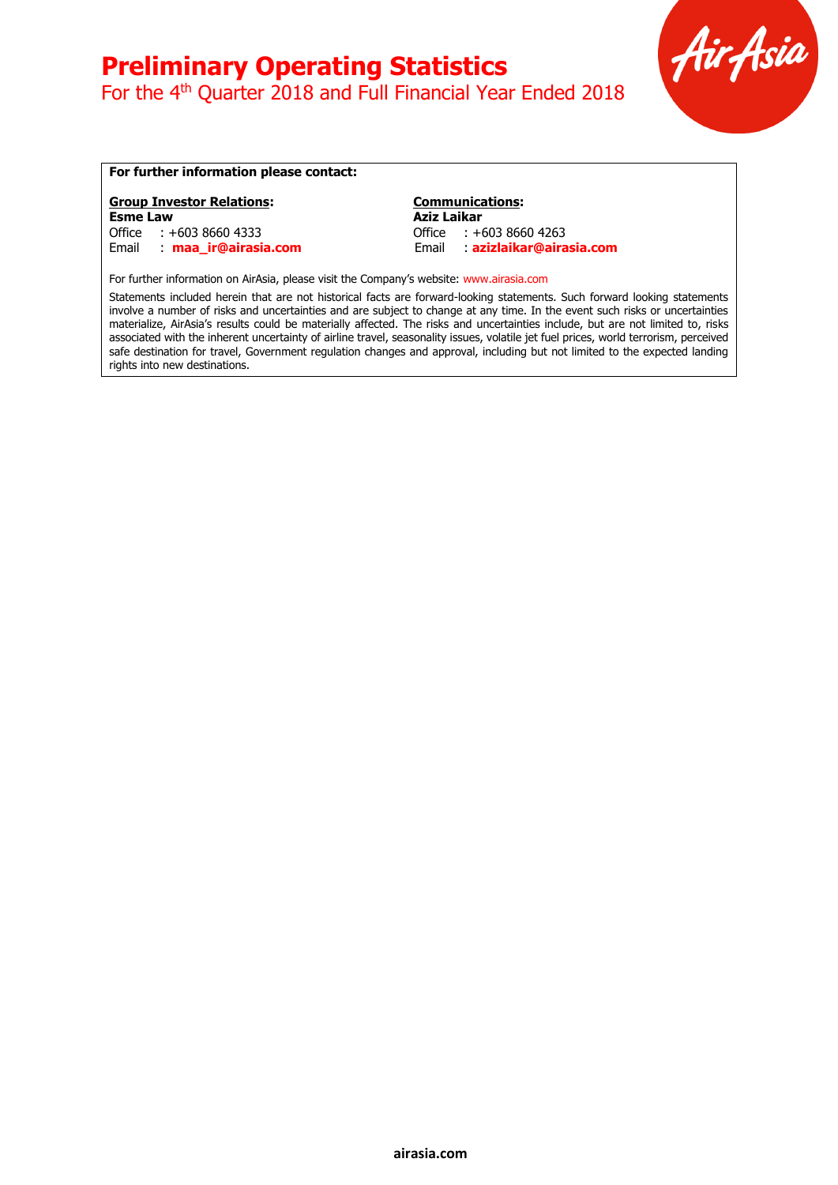# Preliminary Operating Statistics

For the 4th Quarter 2018 and Full Financial Year Ended 2018

**For further information please contact:**

**Group Investor Relations:**
**Esme Law**
Office : +603 8660 4333
Email : **maa_ir@airasia.com**

**Communications:**
**Aziz Laikar**
Office : +603 8660 4263
Email : **azizlaikar@airasia.com**

For further information on AirAsia, please visit the Company's website: www.airasia.com

Statements included herein that are not historical facts are forward-looking statements. Such forward looking statements involve a number of risks and uncertainties and are subject to change at any time. In the event such risks or uncertainties materialize, AirAsia's results could be materially affected. The risks and uncertainties include, but are not limited to, risks associated with the inherent uncertainty of airline travel, seasonality issues, volatile jet fuel prices, world terrorism, perceived safe destination for travel, Government regulation changes and approval, including but not limited to the expected landing rights into new destinations.